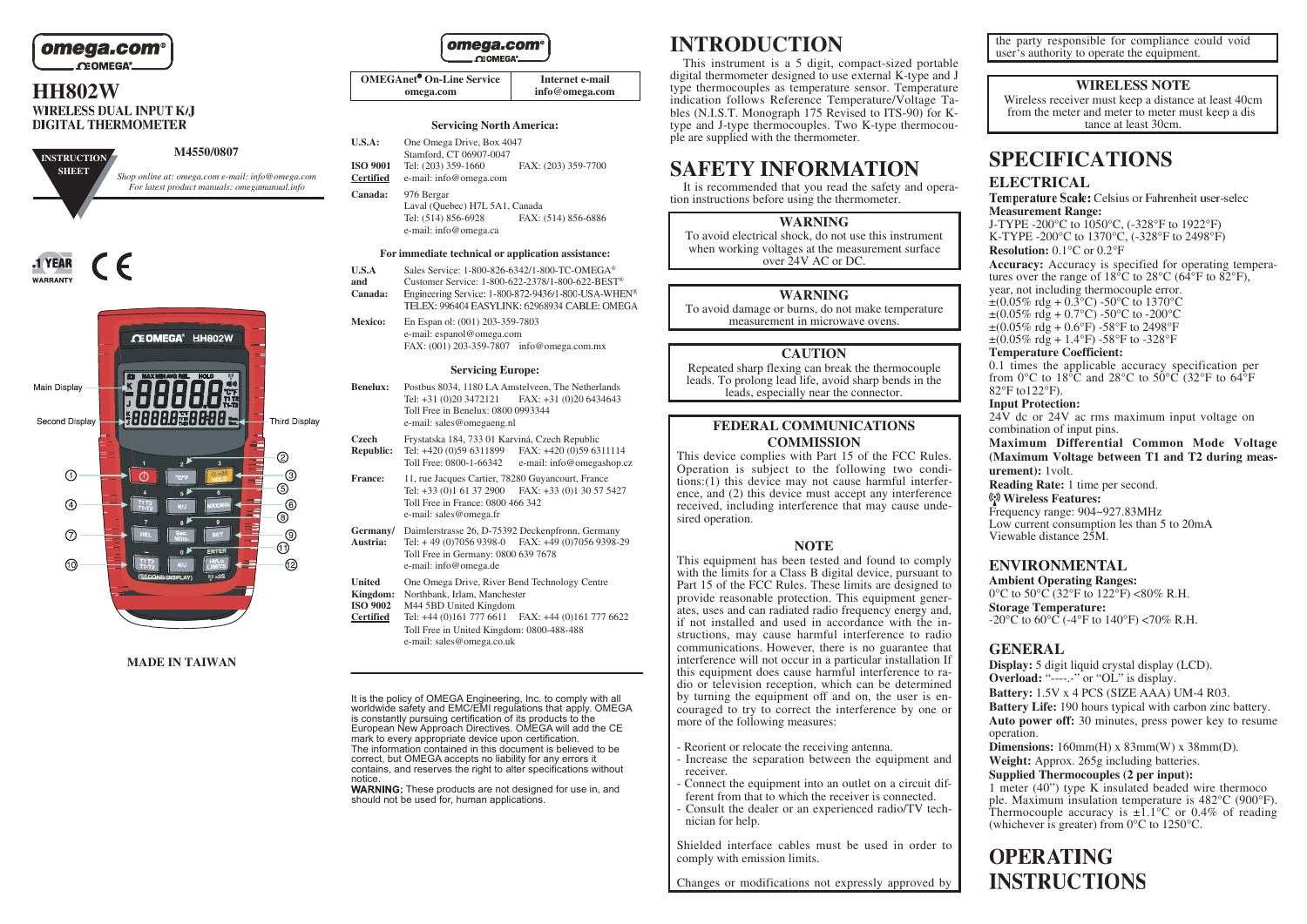omega.com® OMEGA®

# HH802W

## WIRELESS DUAL INPUT K/J DIGITAL THERMOMETER

**INSTRUCTION SHEET**

**M4550/0807**

*Shop online at: omega.com e-mail: info@omega.com*
*For latest product manuals: omegamanual.info*

1 YEAR WARRANTY CE

OMEGA® HH802W

Main Display

Second Display

Third Display

**MADE IN TAIWAN**

| OMEGAnet® On-Line Service omega.com | Internet e-mail info@omega.com |
|---|---|

### Servicing North America:

**U.S.A.:** One Omega Drive, Box 4047
Stamford, CT 06907-0047
**ISO 9001 Certified** Tel: (203) 359-1660 FAX: (203) 359-7700
e-mail: info@omega.com

**Canada:** 976 Bergar
Laval (Quebec) H7L 5A1, Canada
Tel: (514) 856-6928 FAX: (514) 856-6886
e-mail: info@omega.ca

### For immediate technical or application assistance:

**U.S.A and Canada:** Sales Service: 1-800-826-6342/1-800-TC-OMEGA®
Customer Service: 1-800-622-2378/1-800-622-BEST®
Engineering Service: 1-800-872-9436/1-800-USA-WHEN®
TELEX: 996404 EASYLINK: 62968934 CABLE: OMEGA

**Mexico:** En Espan ol: (001) 203-359-7803
e-mail: espanol@omega.com
FAX: (001) 203-359-7807 info@omega.com.mx

### Servicing Europe:

**Benelux:** Postbus 8034, 1180 LA Amstelveen, The Netherlands
Tel: +31 (0)20 3472121 FAX: +31 (0)20 6434643
Toll Free in Benelux: 0800 0993344
e-mail: sales@omegaeng.nl

**Czech Republic:** Frystatska 184, 733 01 Karviná, Czech Republic
Tel: +420 (0)59 6311899 FAX: +420 (0)59 6311114
Toll Free: 0800-1-66342 e-mail: info@omegashop.cz

**France:** 11, rue Jacques Cartier, 78280 Guyancourt, France
Tel: +33 (0)1 61 37 2900 FAX: +33 (0)1 30 57 5427
Toll Free in France: 0800 466 342
e-mail: sales@omega.fr

**Germany/Austria:** Daimlerstrasse 26, D-75392 Deckenpfronn, Germany
Tel: + 49 (0)7056 9398-0 FAX: +49 (0)7056 9398-29
Toll Free in Germany: 0800 639 7678
e-mail: info@omega.de

**United Kingdom: ISO 9002 Certified** One Omega Drive, River Bend Technology Centre
Northbank, Irlam, Manchester
M44 5BD United Kingdom
Tel: +44 (0)161 777 6611 FAX: +44 (0)161 777 6622
Toll Free in United Kingdom: 0800-488-488
e-mail: sales@omega.co.uk

It is the policy of OMEGA Engineering, Inc. to comply with all worldwide safety and EMC/EMI regulations that apply. OMEGA is constantly pursuing certification of its products to the European New Approach Directives. OMEGA will add the CE mark to every appropriate device upon certification.
The information contained in this document is believed to be correct, but OMEGA accepts no liability for any errors it contains, and reserves the right to alter specifications without notice.
**WARNING:** These products are not designed for use in, and should not be used for, human applications.

# INTRODUCTION

This instrument is a 5 digit, compact-sized portable digital thermometer designed to use external K-type and J type thermocouples as temperature sensor. Temperature indication follows Reference Temperature/Voltage Tables (N.I.S.T. Monograph 175 Revised to ITS-90) for K-type and J-type thermocouples. Two K-type thermocouple are supplied with the thermometer.

# SAFETY INFORMATION

It is recommended that you read the safety and operation instructions before using the thermometer.

**WARNING**

To avoid electrical shock, do not use this instrument when working voltages at the measurement surface over 24V AC or DC.

**WARNING**

To avoid damage or burns, do not make temperature measurement in microwave ovens.

**CAUTION**

Repeated sharp flexing can break the thermocouple leads. To prolong lead life, avoid sharp bends in the leads, especially near the connector.

**FEDERAL COMMUNICATIONS COMMISSION**

This device complies with Part 15 of the FCC Rules. Operation is subject to the following two conditions:(1) this device may not cause harmful interference, and (2) this device must accept any interference received, including interference that may cause undesired operation.

**NOTE**

This equipment has been tested and found to comply with the limits for a Class B digital device, pursuant to Part 15 of the FCC Rules. These limits are designed to provide reasonable protection. This equipment generates, uses and can radiated radio frequency energy and, if not installed and used in accordance with the instructions, may cause harmful interference to radio communications. However, there is no guarantee that interference will not occur in a particular installation If this equipment does cause harmful interference to radio or television reception, which can be determined by turning the equipment off and on, the user is encouraged to try to correct the interference by one or more of the following measures:

- Reorient or relocate the receiving antenna.
- Increase the separation between the equipment and receiver.
- Connect the equipment into an outlet on a circuit different from that to which the receiver is connected.
- Consult the dealer or an experienced radio/TV technician for help.

Shielded interface cables must be used in order to comply with emission limits.

Changes or modifications not expressly approved by the party responsible for compliance could void user's authority to operate the equipment.

**WIRELESS NOTE**

Wireless receiver must keep a distance at least 40cm from the meter and meter to meter must keep a dis tance at least 30cm.

# SPECIFICATIONS

## ELECTRICAL

**Temperature Scale:** Celsius or Fahrenheit user-selec

**Measurement Range:**
J-TYPE -200°C to 1050°C, (-328°F to 1922°F)
K-TYPE -200°C to 1370°C, (-328°F to 2498°F)

**Resolution:** 0.1°C or 0.2°F

**Accuracy:** Accuracy is specified for operating temperatures over the range of 18°C to 28°C (64°F to 82°F), year, not including thermocouple error.
±(0.05% rdg + 0.3°C) -50°C to 1370°C
±(0.05% rdg + 0.7°C) -50°C to -200°C
±(0.05% rdg + 0.6°F) -58°F to 2498°F
±(0.05% rdg + 1.4°F) -58°F to -328°F

**Temperature Coefficient:**
0.1 times the applicable accuracy specification per from 0°C to 18°C and 28°C to 50°C (32°F to 64°F 82°F to122°F).

**Input Protection:**
24V dc or 24V ac rms maximum input voltage on combination of input pins.

**Maximum Differential Common Mode Voltage (Maximum Voltage between T1 and T2 during measurement):** 1volt.

**Reading Rate:** 1 time per second.

**Wireless Features:**
Frequency range: 904~927.83MHz
Low current consumption les than 5 to 20mA
Viewable distance 25M.

## ENVIRONMENTAL

**Ambient Operating Ranges:**
0°C to 50°C (32°F to 122°F) <80% R.H.

**Storage Temperature:**
-20°C to 60°C (-4°F to 140°F) <70% R.H.

## GENERAL

**Display:** 5 digit liquid crystal display (LCD).

**Overload:** "----.-" or "OL" is display.

**Battery:** 1.5V x 4 PCS (SIZE AAA) UM-4 R03.

**Battery Life:** 190 hours typical with carbon zinc battery.

**Auto power off:** 30 minutes, press power key to resume operation.

**Dimensions:** 160mm(H) x 83mm(W) x 38mm(D).

**Weight:** Approx. 265g including batteries.

**Supplied Thermocouples (2 per input):**
1 meter (40") type K insulated beaded wire thermocouple. Maximum insulation temperature is 482°C (900°F). Thermocouple accuracy is ±1.1°C or 0.4% of reading (whichever is greater) from 0°C to 1250°C.

# OPERATING INSTRUCTIONS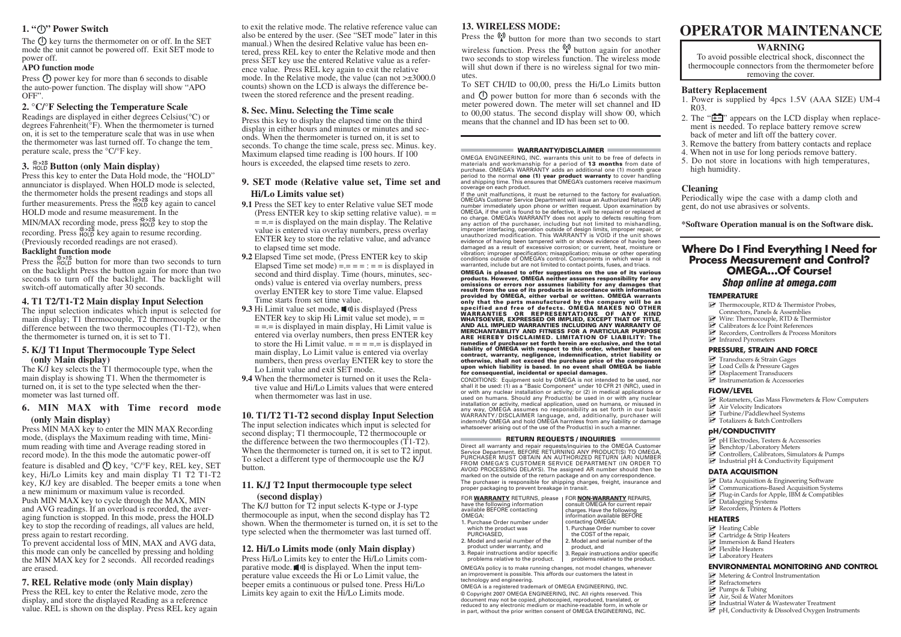## 1. "⏻" Power Switch

The ⏻ key turns the thermometer on or off. In the SET mode the unit cannot be powered off. Exit SET mode to power off.

**APO function mode**

Press ⏻ power key for more than 6 seconds to disable the auto-power function. The display will show "APO OFF".

## 2. °C/°F Selecting the Temperature Scale

Readings are displayed in either degrees Celsius(°C) or degrees Fahrenheit(°F). When the thermometer is turned on, it is set to the temperature scale that was in use when the thermometer was last turned off. To change the temperature scale, press the °C/°F key.

## 3. ☼>2S HOLD Button (only Main display)

Press this key to enter the Data Hold mode, the "HOLD" annunciator is displayed. When HOLD mode is selected, the thermometer holds the present readings and stops all further measurements. Press the ☼>2S HOLD key again to cancel HOLD mode and resume measurement. In the MIN/MAX recording mode, press ☼>2S HOLD key to stop the recording. Press ☼>2S HOLD key again to resume recording. (Previously recorded readings are not erased).

**Backlight function mode**

Press the ☼>2S HOLD button for more than two seconds to turn on the backlight Press the button again for more than two seconds to turn off the backlight. The backlight will switch-off automatically after 30 seconds.

## 4. T1 T2/T1-T2 Main display Input Selection

The input selection indicates which input is selected for main display; T1 thermocouple, T2 thermocouple or the difference between the two thermocouples (T1-T2), when the thermometer is turned on, it is set to T1.

## 5. K/J T1 Input Thermocouple Type Select (only Main display)

The K/J key selects the T1 thermocouple type, when the main display is showing T1. When the thermometer is turned on, it is set to the type selected when the thermometer was last turned off.

## 6. MIN MAX with Time record mode (only Main display)

Press MIN MAX key to enter the MIN MAX Recording mode, (displays the Maximum reading with time, Minimum reading with time and Average reading stored in record mode). In the this mode the automatic power-off feature is disabled and ⏻ key, °C/°F key, REL key, SET key, Hi/Lo Limits key and main display T1 T2 T1-T2 key, K/J key are disabled. The beeper emits a tone when a new minimum or maximum value is recorded. Push MIN MAX key to cycle through the MAX, MIN and AVG readings. If an overload is recorded, the averaging function is stopped. In this mode, press the HOLD key to stop the recording of readings, all values are held, press again to restart recording.

To prevent accidental loss of MIN, MAX and AVG data, this mode can only be cancelled by pressing and holding the MIN MAX key for 2 seconds. All recorded readings are erased.

## 7. REL Relative mode (only Main display)

Press the REL key to enter the Relative mode, zero the display, and store the displayed Reading as a reference value. REL is shown on the display. Press REL key again to exit the relative mode. The relative reference value can also be entered by the user. (See "SET mode" later in this manual.) When the desired Relative value has been entered, press REL key to enter the Relative mode and then press SET key use the entered Relative value as a reference value. Press REL key again to exit the relative mode. In the Relative mode, the value (can not >±3000.0 counts) shown on the LCD is always the difference between the stored reference and the present reading.

## 8. Sec. Minu. Selecting the Time scale

Press this key to display the elapsed time on the third display in either hours and minutes or minutes and seconds. When the thermometer is turned on, it is set to seconds. To change the time scale, press sec. Minus. key. Maximum elapsed time reading is 100 hours. If 100 hours is exceeded, the elapsed time resets to zero.

## 9. SET mode (Relative value set, Time set and Hi/Lo Limits value set)

**9.1** Press the SET key to enter Relative value SET mode (Press ENTER key to skip setting relative value). = = = =.= is displayed on the main display. The Relative value is entered via overlay numbers, press overlay ENTER key to store the relative value, and advance to elapsed time set mode.

**9.2** Elapsed Time set mode, (Press ENTER key to skip Elapsed Time set mode) =.= = = : = = is displayed in second and third display. Time (hours, minutes, seconds) value is entered via overlay numbers, press overlay ENTER key to store Time value. Elapsed Time starts from set time value.

**9.3** Hi Limit value set mode, 🔊 is displayed (Press ENTER key to skip Hi Limit value set mode), = = = =.= is displayed in main display, Hi Limit value is entered via overlay numbers, then press ENTER key to store the Hi Limit value. = = = =.= is displayed in main display, Lo Limit value is entered via overlay numbers, then press overlay ENTER key to store the Lo Limit value and exit SET mode.

**9.4** When the thermometer is turned on it uses the Relative value and Hi/Lo Limits values that were entered when thermometer was last in use.

## 10. T1/T2 T1-T2 second display Input Selection

The input selection indicates which input is selected for second display; T1 thermocouple, T2 thermocouple or the difference between the two thermocouples (T1-T2). When the thermometer is turned on, it is set to T2 input. To select a different type of thermocouple use the K/J button.

## 11. K/J T2 Input thermocouple type select (second display)

The K/J button for T2 input selects K-type or J-type thermocouple as input, when the second display has T2 shown. When the thermometer is turned on, it is set to the type selected when the thermometer was last turned off.

## 12. Hi/Lo Limits mode (only Main display)

Press Hi/Lo Limits key to enter the Hi/Lo Limits comparative mode. 🔊 is displayed. When the input temperature value exceeds the Hi or Lo Limit value, the beeper emits a continuous or pulsed tone. Press Hi/Lo Limits key again to exit the Hi/Lo Limits mode.

## 13. WIRELESS MODE:

Press the ((•)) button for more than two seconds to start wireless function. Press the ((•)) button again for another two seconds to stop wireless function. The wireless mode will shut down if there is no wireless signal for two minutes.

To SET CH/ID to 00,00, press the Hi/Lo Limits button and ⏻ power button for more than 6 seconds with the meter powered down. The meter will set channel and ID to 00,00 status. The second display will show 00, which means that the channel and ID has been set to 00.

### WARRANTY/DISCLAIMER

OMEGA ENGINEERING, INC. warrants this unit to be free of defects in materials and workmanship for a period of **13 months** from date of purchase. OMEGA's WARRANTY adds an additional one (1) month grace period to the normal **one (1) year product warranty** to cover handling and shipping time. This ensures that OMEGA's customers receive maximum coverage on each product.

If the unit malfunctions, it must be returned to the factory for evaluation. OMEGA's Customer Service Department will issue an Authorized Return (AR) number immediately upon phone or written request. Upon examination by OMEGA, if the unit is found to be defective, it will be repaired or replaced at no charge. OMEGA's WARRANTY does not apply to defects resulting from any action of the purchaser, including but not limited to mishandling, improper interfacing, operation outside of design limits, improper repair, or unauthorized modification. This WARRANTY is VOID if the unit shows evidence of having been tampered with or shows evidence of having been damaged as a result of excessive corrosion; or current, heat, moisture or vibration; improper specification; misapplication; misuse or other operating conditions outside of OMEGA's control. Components in which wear is not warranted, include but are not limited to contact points, fuses, and triacs.

**OMEGA is pleased to offer suggestions on the use of its various products. However, OMEGA neither assumes responsibility for any omissions or errors nor assumes liability for any damages that result from the use of its products in accordance with information provided by OMEGA, either verbal or written. OMEGA warrants only that the parts manufactured by the company will be as specified and free of defects. OMEGA MAKES NO OTHER WARRANTIES OR REPRESENTATIONS OF ANY KIND WHATSOEVER, EXPRESSED OR IMPLIED, EXCEPT THAT OF TITLE, AND ALL IMPLIED WARRANTIES INCLUDING ANY WARRANTY OF MERCHANTABILITY AND FITNESS FOR A PARTICULAR PURPOSE ARE HEREBY DISCLAIMED. LIMITATION OF LIABILITY: The remedies of purchaser set forth herein are exclusive, and the total liability of OMEGA with respect to this order, whether based on contract, warranty, negligence, indemnification, strict liability or otherwise, shall not exceed the purchase price of the component upon which liability is based. In no event shall OMEGA be liable for consequential, incidental or special damages.**

CONDITIONS: Equipment sold by OMEGA is not intended to be used, nor shall it be used: (1) as a "Basic Component" under 10 CFR 21 (NRC), used in or with any nuclear installation or activity; or (2) in medical applications or used on humans. Should any Product(s) be used in or with any nuclear installation or activity, medical application, used on humans, or misused in any way, OMEGA assumes no responsibility as set forth in our basic WARRANTY/DISCLAIMER language, and, additionally, purchaser will indemnify OMEGA and hold OMEGA harmless from any liability or damage whatsoever arising out of the use of the Product(s) in such a manner.

### RETURN REQUESTS / INQUIRIES

Direct all warranty and repair requests/inquiries to the OMEGA Customer Service Department. BEFORE RETURNING ANY PRODUCT(S) TO OMEGA, PURCHASER MUST OBTAIN AN AUTHORIZED RETURN (AR) NUMBER FROM OMEGA'S CUSTOMER SERVICE DEPARTMENT (IN ORDER TO AVOID PROCESSING DELAYS). The assigned AR number should then be marked on the outside of the return package and on any correspondence.

The purchaser is responsible for shipping charges, freight, insurance and proper packaging to prevent breakage in transit.

FOR **WARRANTY** RETURNS, please have the following information available BEFORE contacting OMEGA:

1. Purchase Order number under which the product was PURCHASED,
2. Model and serial number of the product under warranty, and
3. Repair instructions and/or specific problems relative to the product.

FOR **NON-WARRANTY** REPAIRS, consult OMEGA for current repair charges. Have the following information available BEFORE contacting OMEGA:

1. Purchase Order number to cover the COST of the repair,
2. Model and serial number of the product, and
3. Repair instructions and/or specific problems relative to the product.

OMEGA's policy is to make running changes, not model changes, whenever an improvement is possible. This affords our customers the latest in technology and engineering.

OMEGA is a registered trademark of OMEGA ENGINEERING, INC.

© Copyright 2007 OMEGA ENGINEERING, INC. All rights reserved. This document may not be copied, photocopied, reproduced, translated, or reduced to any electronic medium or machine-readable form, in whole or in part, without the prior written consent of OMEGA ENGINEERING, INC.

# OPERATOR MAINTENANCE

**WARNING**

To avoid possible electrical shock, disconnect the thermocouple connectors from the thermometer before removing the cover.

### Battery Replacement

1. Power is supplied by 4pcs 1.5V (AAA SIZE) UM-4 R03.
2. The "🔋" appears on the LCD display when replacement is needed. To replace battery remove screw back of meter and lift off the battery cover.
3. Remove the battery from battery contacts and replace
4. When not in use for long periods remove battery.
5. Do not store in locations with high temperatures, high humidity.

### Cleaning

Periodically wipe the case with a damp cloth and gent, do not use abrasives or solvents.

**\*Software Operation manual is on the Software disk.**

## Where Do I Find Everything I Need for Process Measurement and Control? OMEGA…Of Course!

***Shop online at omega.com***

**TEMPERATURE**

- Thermocouple, RTD & Thermistor Probes, Connectors, Panels & Assemblies
- Wire: Thermocouple, RTD & Thermistor
- Calibrators & Ice Point References
- Recorders, Controllers & Process Monitors
- Infrared Pyrometers

**PRESSURE, STRAIN AND FORCE**

- Transducers & Strain Gages
- Load Cells & Pressure Gages
- Displacement Transducers
- Instrumentation & Accessories

**FLOW/LEVEL**

- Rotameters, Gas Mass Flowmeters & Flow Computers
- Air Velocity Indicators
- Turbine/Paddlewheel Systems
- Totalizers & Batch Controllers

**pH/CONDUCTIVITY**

- pH Electrodes, Testers & Accessories
- Benchtop/Laboratory Meters
- Controllers, Calibrators, Simulators & Pumps
- Industrial pH & Conductivity Equipment

**DATA ACQUISITION**

- Data Acquisition & Engineering Software
- Communications-Based Acquisition Systems
- Plug-in Cards for Apple, IBM & Compatibles
- Datalogging Systems
- Recorders, Printers & Plotters

**HEATERS**

- Heating Cable
- Cartridge & Strip Heaters
- Immersion & Band Heaters
- Flexible Heaters
- Laboratory Heaters

**ENVIRONMENTAL MONITORING AND CONTROL**

- Metering & Control Instrumentation
- Refractometers
- Pumps & Tubing
- Air, Soil & Water Monitors
- Industrial Water & Wastewater Treatment
- pH, Conductivity & Dissolved Oxygen Instruments